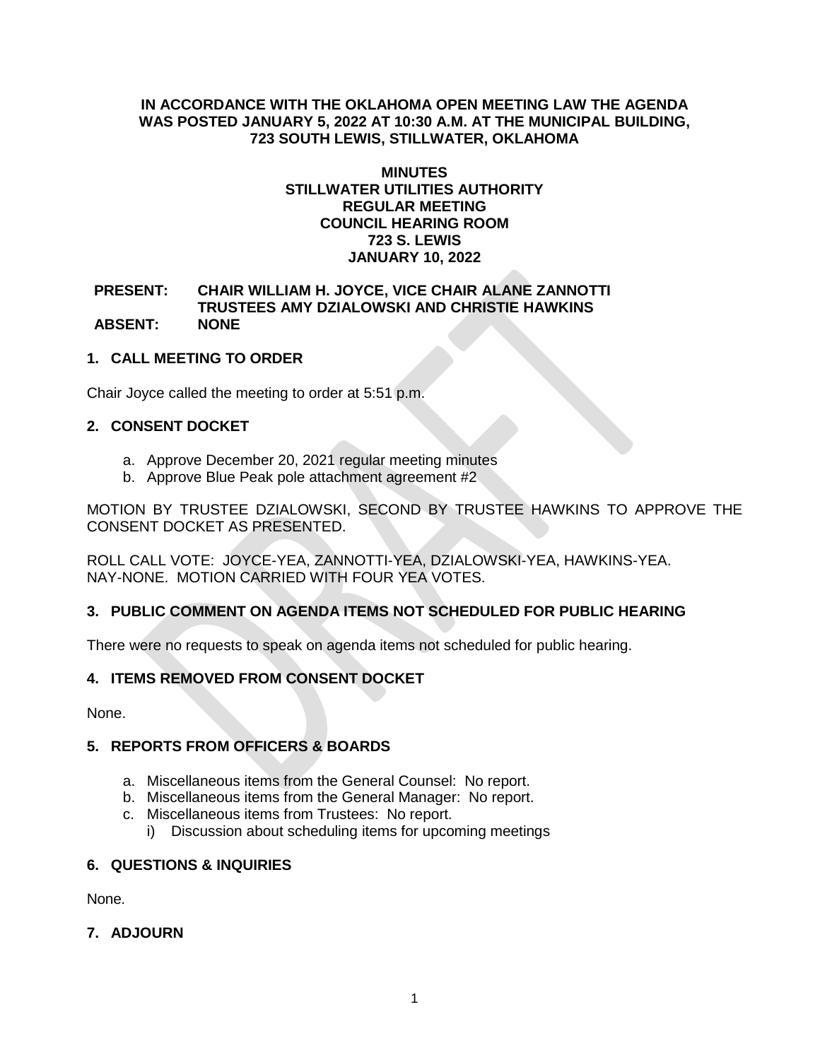**IN ACCORDANCE WITH THE OKLAHOMA OPEN MEETING LAW THE AGENDA WAS POSTED JANUARY 5, 2022 AT 10:30 A.M. AT THE MUNICIPAL BUILDING, 723 SOUTH LEWIS, STILLWATER, OKLAHOMA**

**MINUTES**
**STILLWATER UTILITIES AUTHORITY**
**REGULAR MEETING**
**COUNCIL HEARING ROOM**
**723 S. LEWIS**
**JANUARY 10, 2022**

**PRESENT:** **CHAIR WILLIAM H. JOYCE, VICE CHAIR ALANE ZANNOTTI TRUSTEES AMY DZIALOWSKI AND CHRISTIE HAWKINS**
**ABSENT:** **NONE**

## 1. CALL MEETING TO ORDER

Chair Joyce called the meeting to order at 5:51 p.m.

## 2. CONSENT DOCKET

a. Approve December 20, 2021 regular meeting minutes
b. Approve Blue Peak pole attachment agreement #2

MOTION BY TRUSTEE DZIALOWSKI, SECOND BY TRUSTEE HAWKINS TO APPROVE THE CONSENT DOCKET AS PRESENTED.

ROLL CALL VOTE: JOYCE-YEA, ZANNOTTI-YEA, DZIALOWSKI-YEA, HAWKINS-YEA. NAY-NONE. MOTION CARRIED WITH FOUR YEA VOTES.

## 3. PUBLIC COMMENT ON AGENDA ITEMS NOT SCHEDULED FOR PUBLIC HEARING

There were no requests to speak on agenda items not scheduled for public hearing.

## 4. ITEMS REMOVED FROM CONSENT DOCKET

None.

## 5. REPORTS FROM OFFICERS & BOARDS

a. Miscellaneous items from the General Counsel: No report.
b. Miscellaneous items from the General Manager: No report.
c. Miscellaneous items from Trustees: No report.
   i) Discussion about scheduling items for upcoming meetings

## 6. QUESTIONS & INQUIRIES

None.

## 7. ADJOURN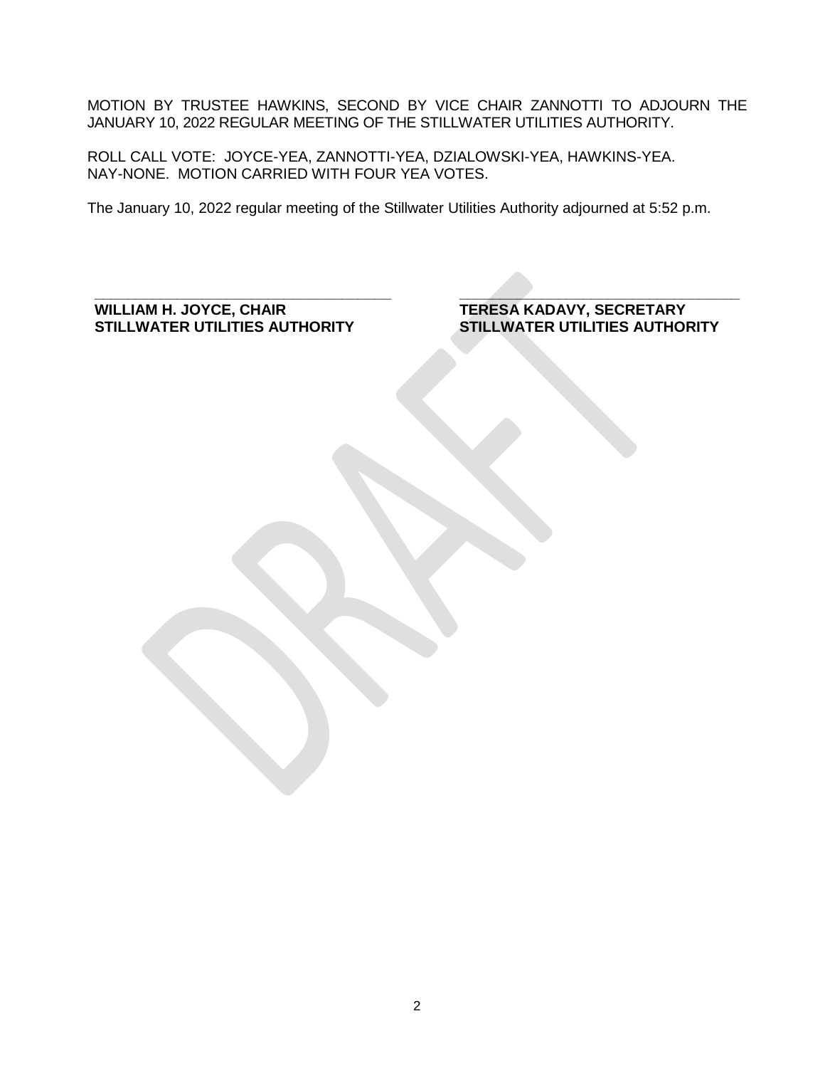MOTION BY TRUSTEE HAWKINS, SECOND BY VICE CHAIR ZANNOTTI TO ADJOURN THE JANUARY 10, 2022 REGULAR MEETING OF THE STILLWATER UTILITIES AUTHORITY.

ROLL CALL VOTE: JOYCE-YEA, ZANNOTTI-YEA, DZIALOWSKI-YEA, HAWKINS-YEA.
NAY-NONE. MOTION CARRIED WITH FOUR YEA VOTES.

The January 10, 2022 regular meeting of the Stillwater Utilities Authority adjourned at 5:52 p.m.

\_\_\_\_\_\_\_\_\_\_\_\_\_\_\_\_\_\_\_\_\_\_\_\_\_\_\_\_\_\_\_\_\_\_\_\_\_\_\_\_
**WILLIAM H. JOYCE, CHAIR**
**STILLWATER UTILITIES AUTHORITY**

\_\_\_\_\_\_\_\_\_\_\_\_\_\_\_\_\_\_\_\_\_\_\_\_\_\_\_\_\_\_\_\_\_\_\_\_\_\_\_\_
**TERESA KADAVY, SECRETARY**
**STILLWATER UTILITIES AUTHORITY**

DRAFT